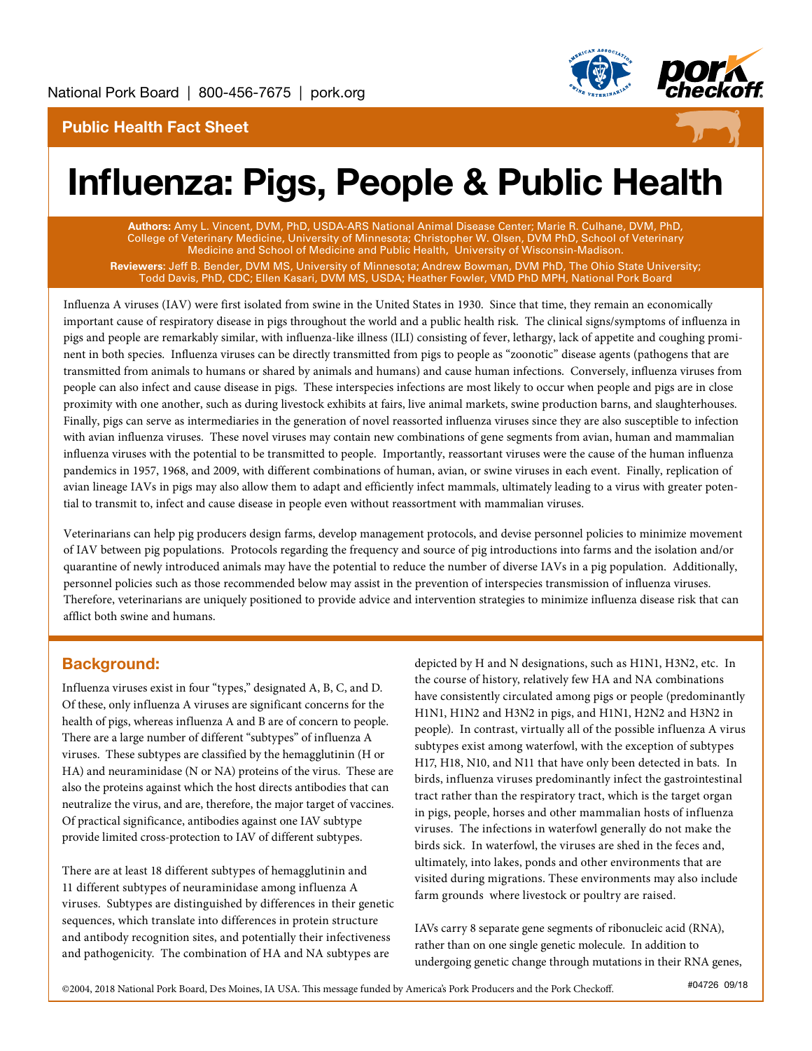National Pork Board | 800-456-7675 | pork.org

**Public Health Fact Sheet**

# Influenza: Pigs, People & Public Health

**Authors:** Amy L. Vincent, DVM, PhD, USDA-ARS National Animal Disease Center; Marie R. Culhane, DVM, PhD, College of Veterinary Medicine, University of Minnesota; Christopher W. Olsen, DVM PhD, School of Veterinary Medicine and School of Medicine and Public Health, University of Wisconsin-Madison.

**Reviewers:** Jeff B. Bender, DVM MS, University of Minnesota; Andrew Bowman, DVM PhD, The Ohio State University; Todd Davis, PhD, CDC; Ellen Kasari, DVM MS, USDA; Heather Fowler, VMD PhD MPH, National Pork Board

Influenza A viruses (IAV) were first isolated from swine in the United States in 1930. Since that time, they remain an economically important cause of respiratory disease in pigs throughout the world and a public health risk. The clinical signs/symptoms of influenza in pigs and people are remarkably similar, with influenza-like illness (ILI) consisting of fever, lethargy, lack of appetite and coughing prominent in both species. Influenza viruses can be directly transmitted from pigs to people as "zoonotic" disease agents (pathogens that are transmitted from animals to humans or shared by animals and humans) and cause human infections. Conversely, influenza viruses from people can also infect and cause disease in pigs. These interspecies infections are most likely to occur when people and pigs are in close proximity with one another, such as during livestock exhibits at fairs, live animal markets, swine production barns, and slaughterhouses. Finally, pigs can serve as intermediaries in the generation of novel reassorted influenza viruses since they are also susceptible to infection with avian influenza viruses. These novel viruses may contain new combinations of gene segments from avian, human and mammalian influenza viruses with the potential to be transmitted to people. Importantly, reassortant viruses were the cause of the human influenza pandemics in 1957, 1968, and 2009, with different combinations of human, avian, or swine viruses in each event. Finally, replication of avian lineage IAVs in pigs may also allow them to adapt and efficiently infect mammals, ultimately leading to a virus with greater potential to transmit to, infect and cause disease in people even without reassortment with mammalian viruses.

Veterinarians can help pig producers design farms, develop management protocols, and devise personnel policies to minimize movement of IAV between pig populations. Protocols regarding the frequency and source of pig introductions into farms and the isolation and/or quarantine of newly introduced animals may have the potential to reduce the number of diverse IAVs in a pig population. Additionally, personnel policies such as those recommended below may assist in the prevention of interspecies transmission of influenza viruses. Therefore, veterinarians are uniquely positioned to provide advice and intervention strategies to minimize influenza disease risk that can afflict both swine and humans.

## Background:

Influenza viruses exist in four "types," designated A, B, C, and D. Of these, only influenza A viruses are significant concerns for the health of pigs, whereas influenza A and B are of concern to people. There are a large number of different "subtypes" of influenza A viruses. These subtypes are classified by the hemagglutinin (H or HA) and neuraminidase (N or NA) proteins of the virus. These are also the proteins against which the host directs antibodies that can neutralize the virus, and are, therefore, the major target of vaccines. Of practical significance, antibodies against one IAV subtype provide limited cross-protection to IAV of different subtypes.

There are at least 18 different subtypes of hemagglutinin and 11 different subtypes of neuraminidase among influenza A viruses. Subtypes are distinguished by differences in their genetic sequences, which translate into differences in protein structure and antibody recognition sites, and potentially their infectiveness and pathogenicity. The combination of HA and NA subtypes are depicted by H and N designations, such as H1N1, H3N2, etc. In the course of history, relatively few HA and NA combinations have consistently circulated among pigs or people (predominantly H1N1, H1N2 and H3N2 in pigs, and H1N1, H2N2 and H3N2 in people). In contrast, virtually all of the possible influenza A virus subtypes exist among waterfowl, with the exception of subtypes H17, H18, N10, and N11 that have only been detected in bats. In birds, influenza viruses predominantly infect the gastrointestinal tract rather than the respiratory tract, which is the target organ in pigs, people, horses and other mammalian hosts of influenza viruses. The infections in waterfowl generally do not make the birds sick. In waterfowl, the viruses are shed in the feces and, ultimately, into lakes, ponds and other environments that are visited during migrations. These environments may also include farm grounds where livestock or poultry are raised.

IAVs carry 8 separate gene segments of ribonucleic acid (RNA), rather than on one single genetic molecule. In addition to undergoing genetic change through mutations in their RNA genes,

©2004, 2018 National Pork Board, Des Moines, IA USA. This message funded by America's Pork Producers and the Pork Checkoff. #04726 09/18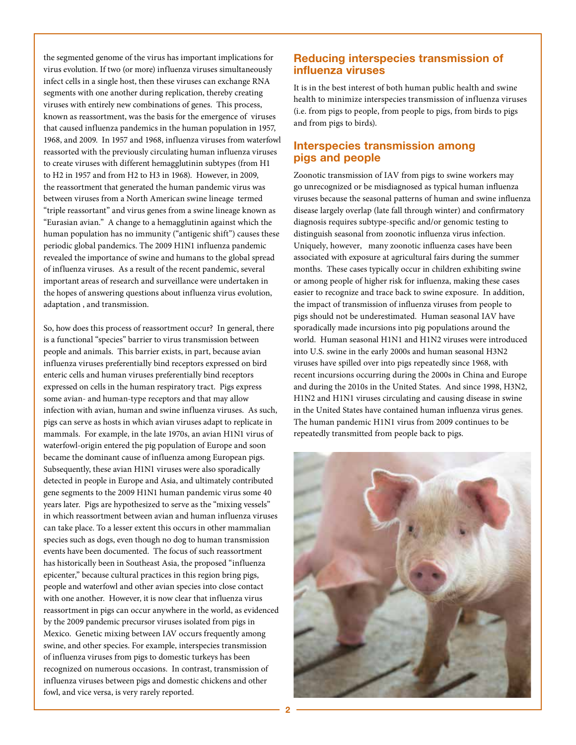the segmented genome of the virus has important implications for virus evolution. If two (or more) influenza viruses simultaneously infect cells in a single host, then these viruses can exchange RNA segments with one another during replication, thereby creating viruses with entirely new combinations of genes. This process, known as reassortment, was the basis for the emergence of viruses that caused influenza pandemics in the human population in 1957, 1968, and 2009. In 1957 and 1968, influenza viruses from waterfowl reassorted with the previously circulating human influenza viruses to create viruses with different hemagglutinin subtypes (from H1 to H2 in 1957 and from H2 to H3 in 1968). However, in 2009, the reassortment that generated the human pandemic virus was between viruses from a North American swine lineage termed "triple reassortant" and virus genes from a swine lineage known as "Eurasian avian." A change to a hemagglutinin against which the human population has no immunity ("antigenic shift") causes these periodic global pandemics. The 2009 H1N1 influenza pandemic revealed the importance of swine and humans to the global spread of influenza viruses. As a result of the recent pandemic, several important areas of research and surveillance were undertaken in the hopes of answering questions about influenza virus evolution, adaptation , and transmission.

So, how does this process of reassortment occur? In general, there is a functional "species" barrier to virus transmission between people and animals. This barrier exists, in part, because avian influenza viruses preferentially bind receptors expressed on bird enteric cells and human viruses preferentially bind receptors expressed on cells in the human respiratory tract. Pigs express some avian- and human-type receptors and that may allow infection with avian, human and swine influenza viruses. As such, pigs can serve as hosts in which avian viruses adapt to replicate in mammals. For example, in the late 1970s, an avian H1N1 virus of waterfowl-origin entered the pig population of Europe and soon became the dominant cause of influenza among European pigs. Subsequently, these avian H1N1 viruses were also sporadically detected in people in Europe and Asia, and ultimately contributed gene segments to the 2009 H1N1 human pandemic virus some 40 years later. Pigs are hypothesized to serve as the "mixing vessels" in which reassortment between avian and human influenza viruses can take place. To a lesser extent this occurs in other mammalian species such as dogs, even though no dog to human transmission events have been documented. The focus of such reassortment has historically been in Southeast Asia, the proposed "influenza epicenter," because cultural practices in this region bring pigs, people and waterfowl and other avian species into close contact with one another. However, it is now clear that influenza virus reassortment in pigs can occur anywhere in the world, as evidenced by the 2009 pandemic precursor viruses isolated from pigs in Mexico. Genetic mixing between IAV occurs frequently among swine, and other species. For example, interspecies transmission of influenza viruses from pigs to domestic turkeys has been recognized on numerous occasions. In contrast, transmission of influenza viruses between pigs and domestic chickens and other fowl, and vice versa, is very rarely reported.

## Reducing interspecies transmission of influenza viruses

It is in the best interest of both human public health and swine health to minimize interspecies transmission of influenza viruses (i.e. from pigs to people, from people to pigs, from birds to pigs and from pigs to birds).

## Interspecies transmission among pigs and people

Zoonotic transmission of IAV from pigs to swine workers may go unrecognized or be misdiagnosed as typical human influenza viruses because the seasonal patterns of human and swine influenza disease largely overlap (late fall through winter) and confirmatory diagnosis requires subtype-specific and/or genomic testing to distinguish seasonal from zoonotic influenza virus infection. Uniquely, however, many zoonotic influenza cases have been associated with exposure at agricultural fairs during the summer months. These cases typically occur in children exhibiting swine or among people of higher risk for influenza, making these cases easier to recognize and trace back to swine exposure. In addition, the impact of transmission of influenza viruses from people to pigs should not be underestimated. Human seasonal IAV have sporadically made incursions into pig populations around the world. Human seasonal H1N1 and H1N2 viruses were introduced into U.S. swine in the early 2000s and human seasonal H3N2 viruses have spilled over into pigs repeatedly since 1968, with recent incursions occurring during the 2000s in China and Europe and during the 2010s in the United States. And since 1998, H3N2, H1N2 and H1N1 viruses circulating and causing disease in swine in the United States have contained human influenza virus genes. The human pandemic H1N1 virus from 2009 continues to be repeatedly transmitted from people back to pigs.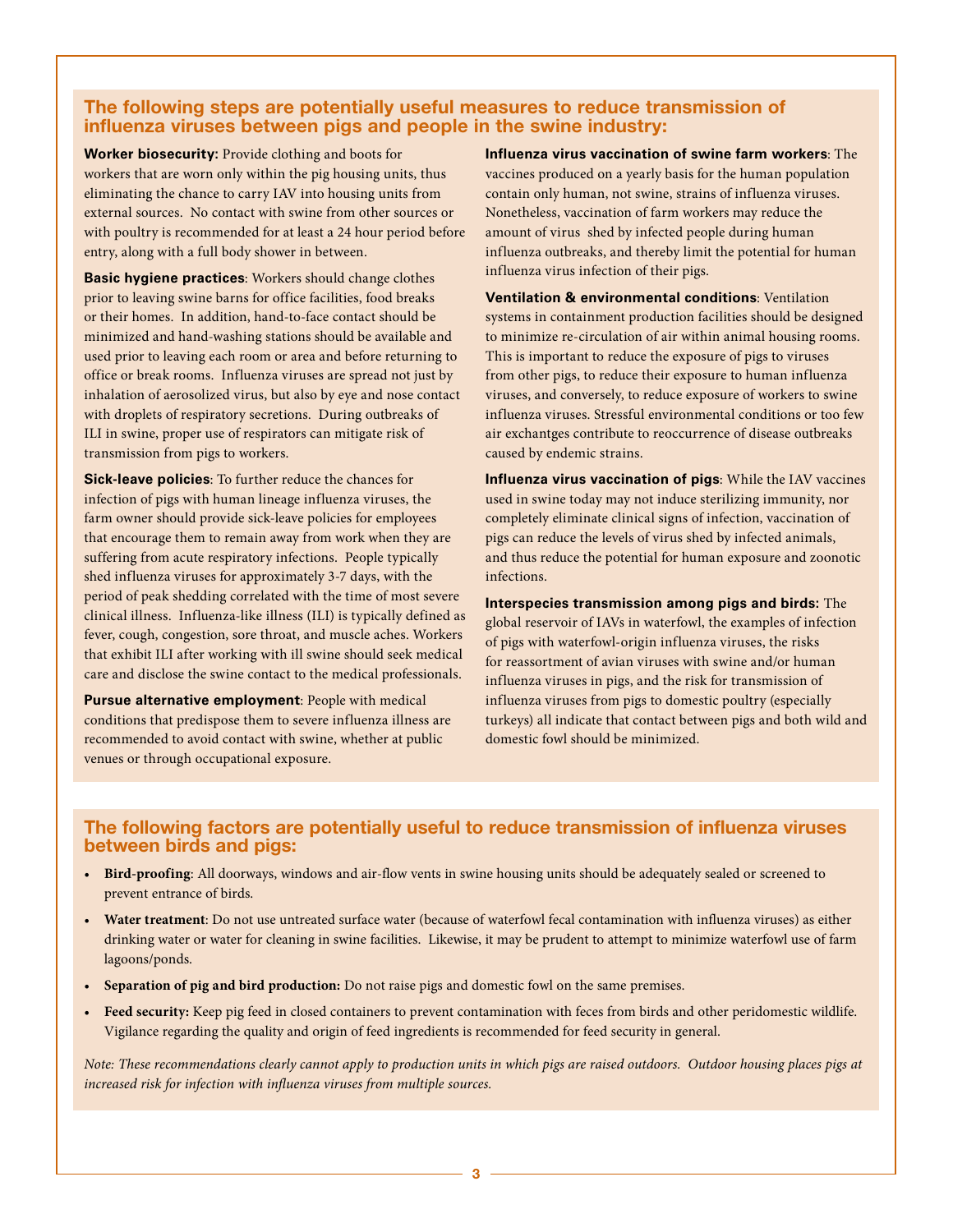## The following steps are potentially useful measures to reduce transmission of influenza viruses between pigs and people in the swine industry:

**Worker biosecurity:** Provide clothing and boots for workers that are worn only within the pig housing units, thus eliminating the chance to carry IAV into housing units from external sources. No contact with swine from other sources or with poultry is recommended for at least a 24 hour period before entry, along with a full body shower in between.

**Basic hygiene practices**: Workers should change clothes prior to leaving swine barns for office facilities, food breaks or their homes. In addition, hand-to-face contact should be minimized and hand-washing stations should be available and used prior to leaving each room or area and before returning to office or break rooms. Influenza viruses are spread not just by inhalation of aerosolized virus, but also by eye and nose contact with droplets of respiratory secretions. During outbreaks of ILI in swine, proper use of respirators can mitigate risk of transmission from pigs to workers.

**Sick-leave policies**: To further reduce the chances for infection of pigs with human lineage influenza viruses, the farm owner should provide sick-leave policies for employees that encourage them to remain away from work when they are suffering from acute respiratory infections. People typically shed influenza viruses for approximately 3-7 days, with the period of peak shedding correlated with the time of most severe clinical illness. Influenza-like illness (ILI) is typically defined as fever, cough, congestion, sore throat, and muscle aches. Workers that exhibit ILI after working with ill swine should seek medical care and disclose the swine contact to the medical professionals.

**Pursue alternative employment**: People with medical conditions that predispose them to severe influenza illness are recommended to avoid contact with swine, whether at public venues or through occupational exposure.

**Influenza virus vaccination of swine farm workers**: The vaccines produced on a yearly basis for the human population contain only human, not swine, strains of influenza viruses. Nonetheless, vaccination of farm workers may reduce the amount of virus shed by infected people during human influenza outbreaks, and thereby limit the potential for human influenza virus infection of their pigs.

**Ventilation & environmental conditions**: Ventilation systems in containment production facilities should be designed to minimize re-circulation of air within animal housing rooms. This is important to reduce the exposure of pigs to viruses from other pigs, to reduce their exposure to human influenza viruses, and conversely, to reduce exposure of workers to swine influenza viruses. Stressful environmental conditions or too few air exchantges contribute to reoccurrence of disease outbreaks caused by endemic strains.

**Influenza virus vaccination of pigs**: While the IAV vaccines used in swine today may not induce sterilizing immunity, nor completely eliminate clinical signs of infection, vaccination of pigs can reduce the levels of virus shed by infected animals, and thus reduce the potential for human exposure and zoonotic infections.

**Interspecies transmission among pigs and birds:** The global reservoir of IAVs in waterfowl, the examples of infection of pigs with waterfowl-origin influenza viruses, the risks for reassortment of avian viruses with swine and/or human influenza viruses in pigs, and the risk for transmission of influenza viruses from pigs to domestic poultry (especially turkeys) all indicate that contact between pigs and both wild and domestic fowl should be minimized.

## The following factors are potentially useful to reduce transmission of influenza viruses between birds and pigs:

- **Bird-proofing**: All doorways, windows and air-flow vents in swine housing units should be adequately sealed or screened to prevent entrance of birds.
- **Water treatment**: Do not use untreated surface water (because of waterfowl fecal contamination with influenza viruses) as either drinking water or water for cleaning in swine facilities. Likewise, it may be prudent to attempt to minimize waterfowl use of farm lagoons/ponds.
- **Separation of pig and bird production:** Do not raise pigs and domestic fowl on the same premises.
- **Feed security:** Keep pig feed in closed containers to prevent contamination with feces from birds and other peridomestic wildlife. Vigilance regarding the quality and origin of feed ingredients is recommended for feed security in general.

*Note: These recommendations clearly cannot apply to production units in which pigs are raised outdoors. Outdoor housing places pigs at increased risk for infection with influenza viruses from multiple sources.*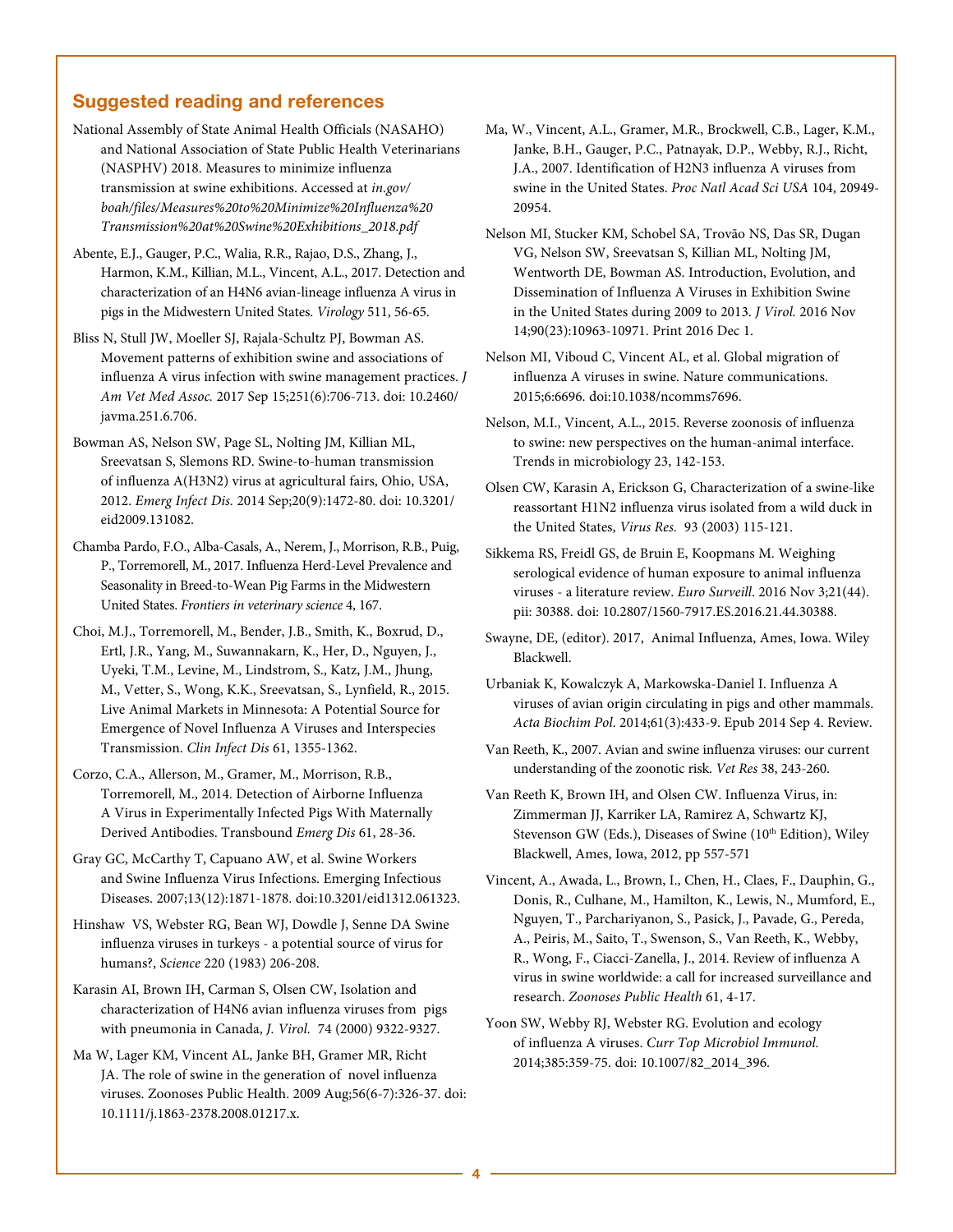## Suggested reading and references

National Assembly of State Animal Health Officials (NASAHO) and National Association of State Public Health Veterinarians (NASPHV) 2018. Measures to minimize influenza transmission at swine exhibitions. Accessed at *in.gov/boah/files/Measures%20to%20Minimize%20Influenza%20Transmission%20at%20Swine%20Exhibitions_2018.pdf*

Abente, E.J., Gauger, P.C., Walia, R.R., Rajao, D.S., Zhang, J., Harmon, K.M., Killian, M.L., Vincent, A.L., 2017. Detection and characterization of an H4N6 avian-lineage influenza A virus in pigs in the Midwestern United States. *Virology* 511, 56-65.

Bliss N, Stull JW, Moeller SJ, Rajala-Schultz PJ, Bowman AS. Movement patterns of exhibition swine and associations of influenza A virus infection with swine management practices. *J Am Vet Med Assoc.* 2017 Sep 15;251(6):706-713. doi: 10.2460/javma.251.6.706.

Bowman AS, Nelson SW, Page SL, Nolting JM, Killian ML, Sreevatsan S, Slemons RD. Swine-to-human transmission of influenza A(H3N2) virus at agricultural fairs, Ohio, USA, 2012. *Emerg Infect Dis.* 2014 Sep;20(9):1472-80. doi: 10.3201/eid2009.131082.

Chamba Pardo, F.O., Alba-Casals, A., Nerem, J., Morrison, R.B., Puig, P., Torremorell, M., 2017. Influenza Herd-Level Prevalence and Seasonality in Breed-to-Wean Pig Farms in the Midwestern United States. *Frontiers in veterinary science* 4, 167.

Choi, M.J., Torremorell, M., Bender, J.B., Smith, K., Boxrud, D., Ertl, J.R., Yang, M., Suwannakarn, K., Her, D., Nguyen, J., Uyeki, T.M., Levine, M., Lindstrom, S., Katz, J.M., Jhung, M., Vetter, S., Wong, K.K., Sreevatsan, S., Lynfield, R., 2015. Live Animal Markets in Minnesota: A Potential Source for Emergence of Novel Influenza A Viruses and Interspecies Transmission. *Clin Infect Dis* 61, 1355-1362.

Corzo, C.A., Allerson, M., Gramer, M., Morrison, R.B., Torremorell, M., 2014. Detection of Airborne Influenza A Virus in Experimentally Infected Pigs With Maternally Derived Antibodies. Transbound *Emerg Dis* 61, 28-36.

Gray GC, McCarthy T, Capuano AW, et al. Swine Workers and Swine Influenza Virus Infections. Emerging Infectious Diseases. 2007;13(12):1871-1878. doi:10.3201/eid1312.061323.

Hinshaw VS, Webster RG, Bean WJ, Dowdle J, Senne DA Swine influenza viruses in turkeys - a potential source of virus for humans?, *Science* 220 (1983) 206-208.

Karasin AI, Brown IH, Carman S, Olsen CW, Isolation and characterization of H4N6 avian influenza viruses from pigs with pneumonia in Canada, *J. Virol.* 74 (2000) 9322-9327.

Ma W, Lager KM, Vincent AL, Janke BH, Gramer MR, Richt JA. The role of swine in the generation of novel influenza viruses. Zoonoses Public Health. 2009 Aug;56(6-7):326-37. doi: 10.1111/j.1863-2378.2008.01217.x.

Ma, W., Vincent, A.L., Gramer, M.R., Brockwell, C.B., Lager, K.M., Janke, B.H., Gauger, P.C., Patnayak, D.P., Webby, R.J., Richt, J.A., 2007. Identification of H2N3 influenza A viruses from swine in the United States. *Proc Natl Acad Sci USA* 104, 20949-20954.

Nelson MI, Stucker KM, Schobel SA, Trovão NS, Das SR, Dugan VG, Nelson SW, Sreevatsan S, Killian ML, Nolting JM, Wentworth DE, Bowman AS. Introduction, Evolution, and Dissemination of Influenza A Viruses in Exhibition Swine in the United States during 2009 to 2013. *J Virol.* 2016 Nov 14;90(23):10963-10971. Print 2016 Dec 1.

Nelson MI, Viboud C, Vincent AL, et al. Global migration of influenza A viruses in swine. Nature communications. 2015;6:6696. doi:10.1038/ncomms7696.

Nelson, M.I., Vincent, A.L., 2015. Reverse zoonosis of influenza to swine: new perspectives on the human-animal interface. Trends in microbiology 23, 142-153.

Olsen CW, Karasin A, Erickson G, Characterization of a swine-like reassortant H1N2 influenza virus isolated from a wild duck in the United States, *Virus Res.* 93 (2003) 115-121.

Sikkema RS, Freidl GS, de Bruin E, Koopmans M. Weighing serological evidence of human exposure to animal influenza viruses - a literature review. *Euro Surveill*. 2016 Nov 3;21(44). pii: 30388. doi: 10.2807/1560-7917.ES.2016.21.44.30388.

Swayne, DE, (editor). 2017, Animal Influenza, Ames, Iowa. Wiley Blackwell.

Urbaniak K, Kowalczyk A, Markowska-Daniel I. Influenza A viruses of avian origin circulating in pigs and other mammals. *Acta Biochim Pol*. 2014;61(3):433-9. Epub 2014 Sep 4. Review.

Van Reeth, K., 2007. Avian and swine influenza viruses: our current understanding of the zoonotic risk. *Vet Res* 38, 243-260.

Van Reeth K, Brown IH, and Olsen CW. Influenza Virus, in: Zimmerman JJ, Karriker LA, Ramirez A, Schwartz KJ, Stevenson GW (Eds.), Diseases of Swine (10th Edition), Wiley Blackwell, Ames, Iowa, 2012, pp 557-571

Vincent, A., Awada, L., Brown, I., Chen, H., Claes, F., Dauphin, G., Donis, R., Culhane, M., Hamilton, K., Lewis, N., Mumford, E., Nguyen, T., Parchariyanon, S., Pasick, J., Pavade, G., Pereda, A., Peiris, M., Saito, T., Swenson, S., Van Reeth, K., Webby, R., Wong, F., Ciacci-Zanella, J., 2014. Review of influenza A virus in swine worldwide: a call for increased surveillance and research. *Zoonoses Public Health* 61, 4-17.

Yoon SW, Webby RJ, Webster RG. Evolution and ecology of influenza A viruses. *Curr Top Microbiol Immunol.* 2014;385:359-75. doi: 10.1007/82_2014_396.